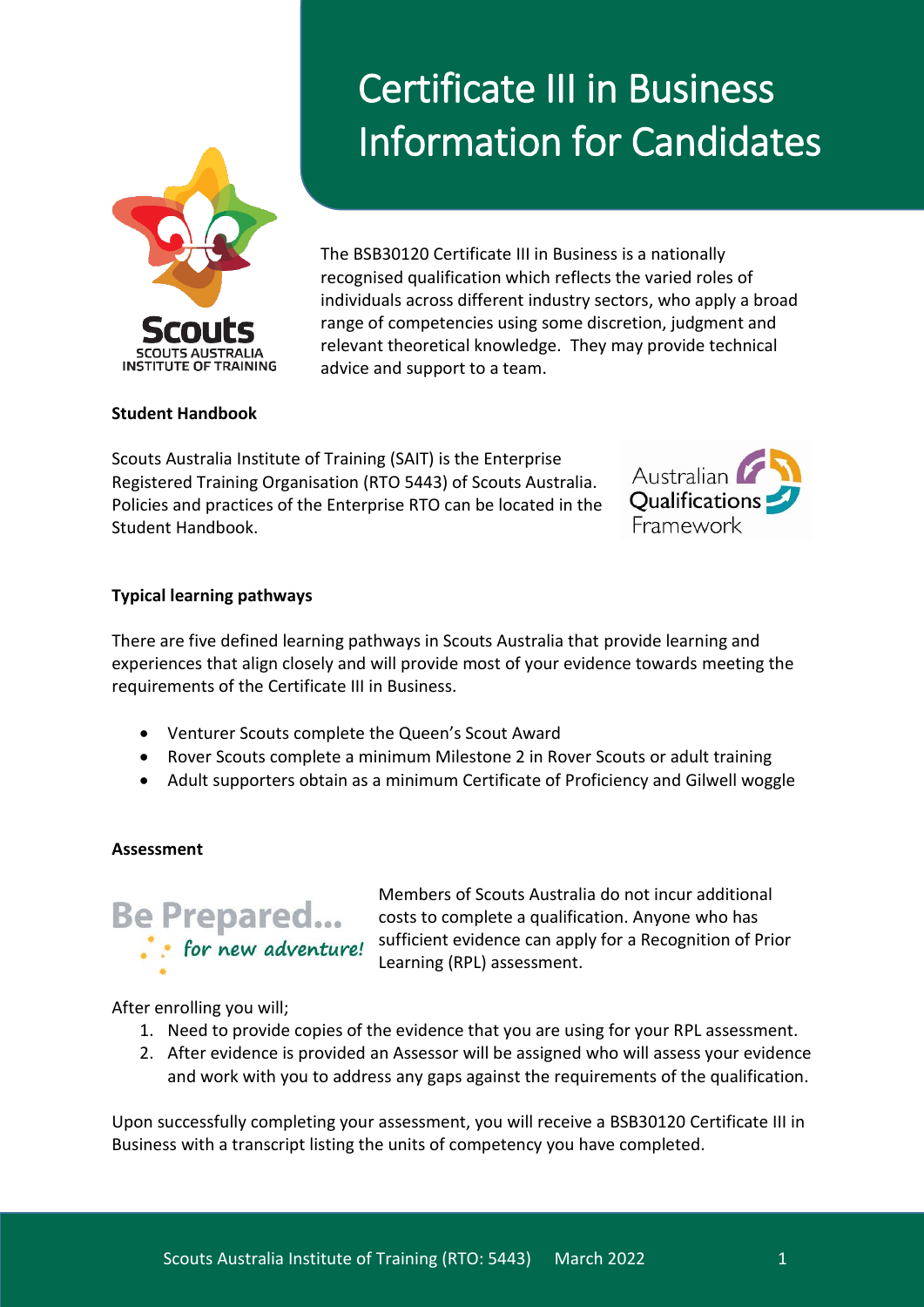# Certificate III in Business Information for Candidates

The BSB30120 Certificate III in Business is a nationally recognised qualification which reflects the varied roles of individuals across different industry sectors, who apply a broad range of competencies using some discretion, judgment and relevant theoretical knowledge. They may provide technical advice and support to a team.

**Student Handbook**

Scouts Australia Institute of Training (SAIT) is the Enterprise Registered Training Organisation (RTO 5443) of Scouts Australia. Policies and practices of the Enterprise RTO can be located in the Student Handbook.

**Typical learning pathways**

There are five defined learning pathways in Scouts Australia that provide learning and experiences that align closely and will provide most of your evidence towards meeting the requirements of the Certificate III in Business.

- Venturer Scouts complete the Queen's Scout Award
- Rover Scouts complete a minimum Milestone 2 in Rover Scouts or adult training
- Adult supporters obtain as a minimum Certificate of Proficiency and Gilwell woggle

**Assessment**

Members of Scouts Australia do not incur additional costs to complete a qualification. Anyone who has sufficient evidence can apply for a Recognition of Prior Learning (RPL) assessment.

After enrolling you will;

1. Need to provide copies of the evidence that you are using for your RPL assessment.
2. After evidence is provided an Assessor will be assigned who will assess your evidence and work with you to address any gaps against the requirements of the qualification.

Upon successfully completing your assessment, you will receive a BSB30120 Certificate III in Business with a transcript listing the units of competency you have completed.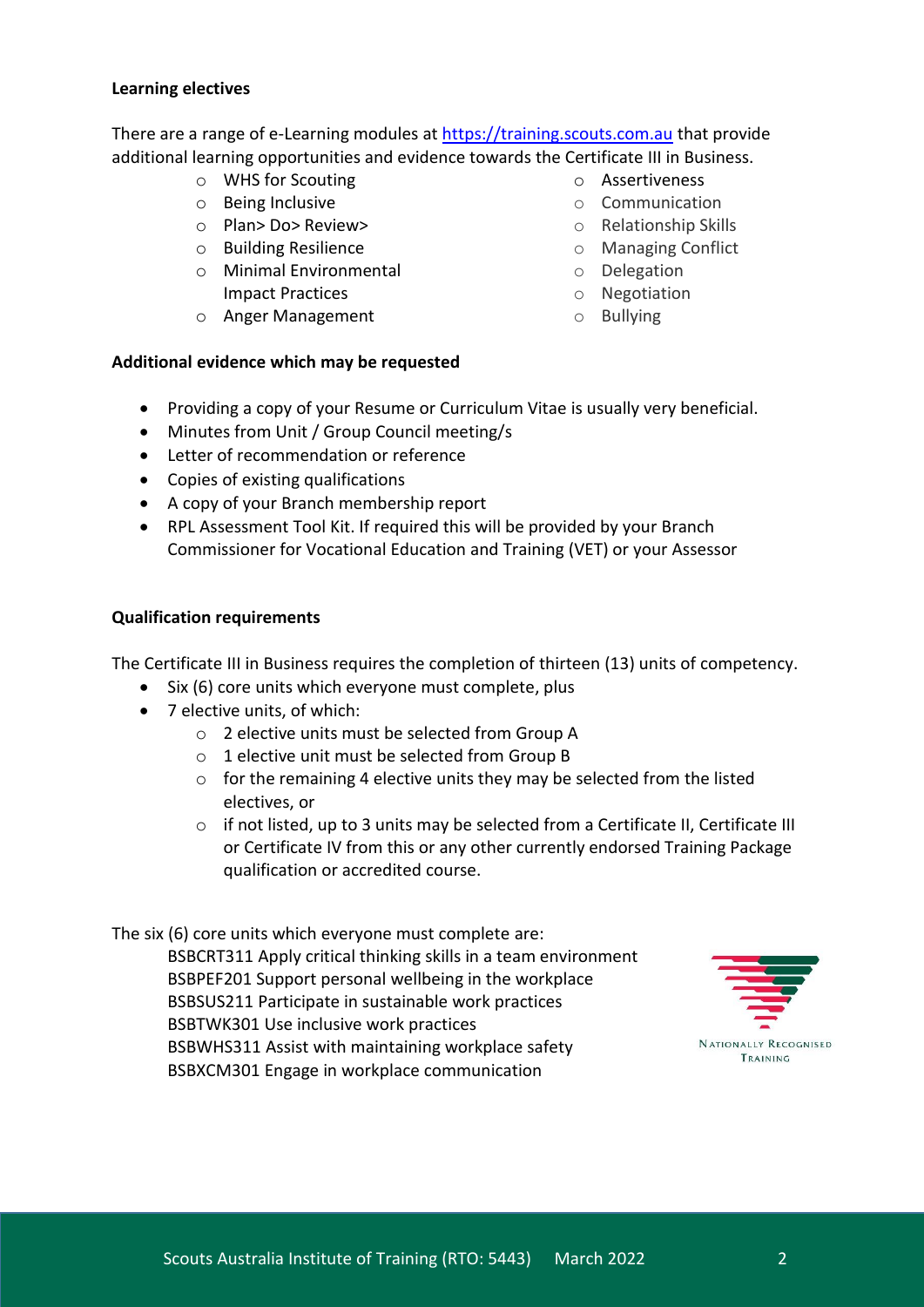**Learning electives**

There are a range of e-Learning modules at [https://training.scouts.com.au](https://training.scouts.com.au) that provide additional learning opportunities and evidence towards the Certificate III in Business.

- WHS for Scouting
- Being Inclusive
- Plan> Do> Review>
- Building Resilience
- Minimal Environmental Impact Practices
- Anger Management
- Assertiveness
- Communication
- Relationship Skills
- Managing Conflict
- Delegation
- Negotiation
- Bullying

**Additional evidence which may be requested**

- Providing a copy of your Resume or Curriculum Vitae is usually very beneficial.
- Minutes from Unit / Group Council meeting/s
- Letter of recommendation or reference
- Copies of existing qualifications
- A copy of your Branch membership report
- RPL Assessment Tool Kit. If required this will be provided by your Branch Commissioner for Vocational Education and Training (VET) or your Assessor

**Qualification requirements**

The Certificate III in Business requires the completion of thirteen (13) units of competency.

- Six (6) core units which everyone must complete, plus
- 7 elective units, of which:
  - 2 elective units must be selected from Group A
  - 1 elective unit must be selected from Group B
  - for the remaining 4 elective units they may be selected from the listed electives, or
  - if not listed, up to 3 units may be selected from a Certificate II, Certificate III or Certificate IV from this or any other currently endorsed Training Package qualification or accredited course.

The six (6) core units which everyone must complete are:

BSBCRT311 Apply critical thinking skills in a team environment
BSBPEF201 Support personal wellbeing in the workplace
BSBSUS211 Participate in sustainable work practices
BSBTWK301 Use inclusive work practices
BSBWHS311 Assist with maintaining workplace safety
BSBXCM301 Engage in workplace communication

NATIONALLY RECOGNISED TRAINING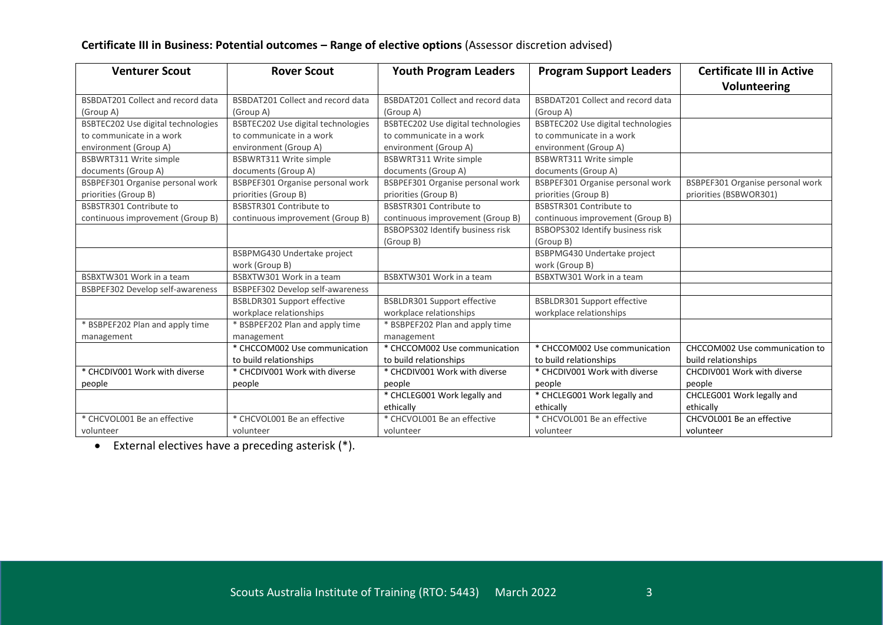**Certificate III in Business: Potential outcomes – Range of elective options** (Assessor discretion advised)

| Venturer Scout | Rover Scout | Youth Program Leaders | Program Support Leaders | Certificate III in Active Volunteering |
|---|---|---|---|---|
| BSBDAT201 Collect and record data (Group A) | BSBDAT201 Collect and record data (Group A) | BSBDAT201 Collect and record data (Group A) | BSBDAT201 Collect and record data (Group A) | |
| BSBTEC202 Use digital technologies to communicate in a work environment (Group A) | BSBTEC202 Use digital technologies to communicate in a work environment (Group A) | BSBTEC202 Use digital technologies to communicate in a work environment (Group A) | BSBTEC202 Use digital technologies to communicate in a work environment (Group A) | |
| BSBWRT311 Write simple documents (Group A) | BSBWRT311 Write simple documents (Group A) | BSBWRT311 Write simple documents (Group A) | BSBWRT311 Write simple documents (Group A) | |
| BSBPEF301 Organise personal work priorities (Group B) | BSBPEF301 Organise personal work priorities (Group B) | BSBPEF301 Organise personal work priorities (Group B) | BSBPEF301 Organise personal work priorities (Group B) | BSBPEF301 Organise personal work priorities (BSBWOR301) |
| BSBSTR301 Contribute to continuous improvement (Group B) | BSBSTR301 Contribute to continuous improvement (Group B) | BSBSTR301 Contribute to continuous improvement (Group B) | BSBSTR301 Contribute to continuous improvement (Group B) | |
| | | BSBOPS302 Identify business risk (Group B) | BSBOPS302 Identify business risk (Group B) | |
| | BSBPMG430 Undertake project work (Group B) | | BSBPMG430 Undertake project work (Group B) | |
| BSBXTW301 Work in a team | BSBXTW301 Work in a team | BSBXTW301 Work in a team | BSBXTW301 Work in a team | |
| BSBPEF302 Develop self-awareness | BSBPEF302 Develop self-awareness | | | |
| | BSBLDR301 Support effective workplace relationships | BSBLDR301 Support effective workplace relationships | BSBLDR301 Support effective workplace relationships | |
| * BSBPEF202 Plan and apply time management | * BSBPEF202 Plan and apply time management | * BSBPEF202 Plan and apply time management | | |
| | * CHCCOM002 Use communication to build relationships | * CHCCOM002 Use communication to build relationships | * CHCCOM002 Use communication to build relationships | CHCCOM002 Use communication to build relationships |
| * CHCDIV001 Work with diverse people | * CHCDIV001 Work with diverse people | * CHCDIV001 Work with diverse people | * CHCDIV001 Work with diverse people | CHCDIV001 Work with diverse people |
| | | * CHCLEG001 Work legally and ethically | * CHCLEG001 Work legally and ethically | CHCLEG001 Work legally and ethically |
| * CHCVOL001 Be an effective volunteer | * CHCVOL001 Be an effective volunteer | * CHCVOL001 Be an effective volunteer | * CHCVOL001 Be an effective volunteer | CHCVOL001 Be an effective volunteer |

- External electives have a preceding asterisk (*).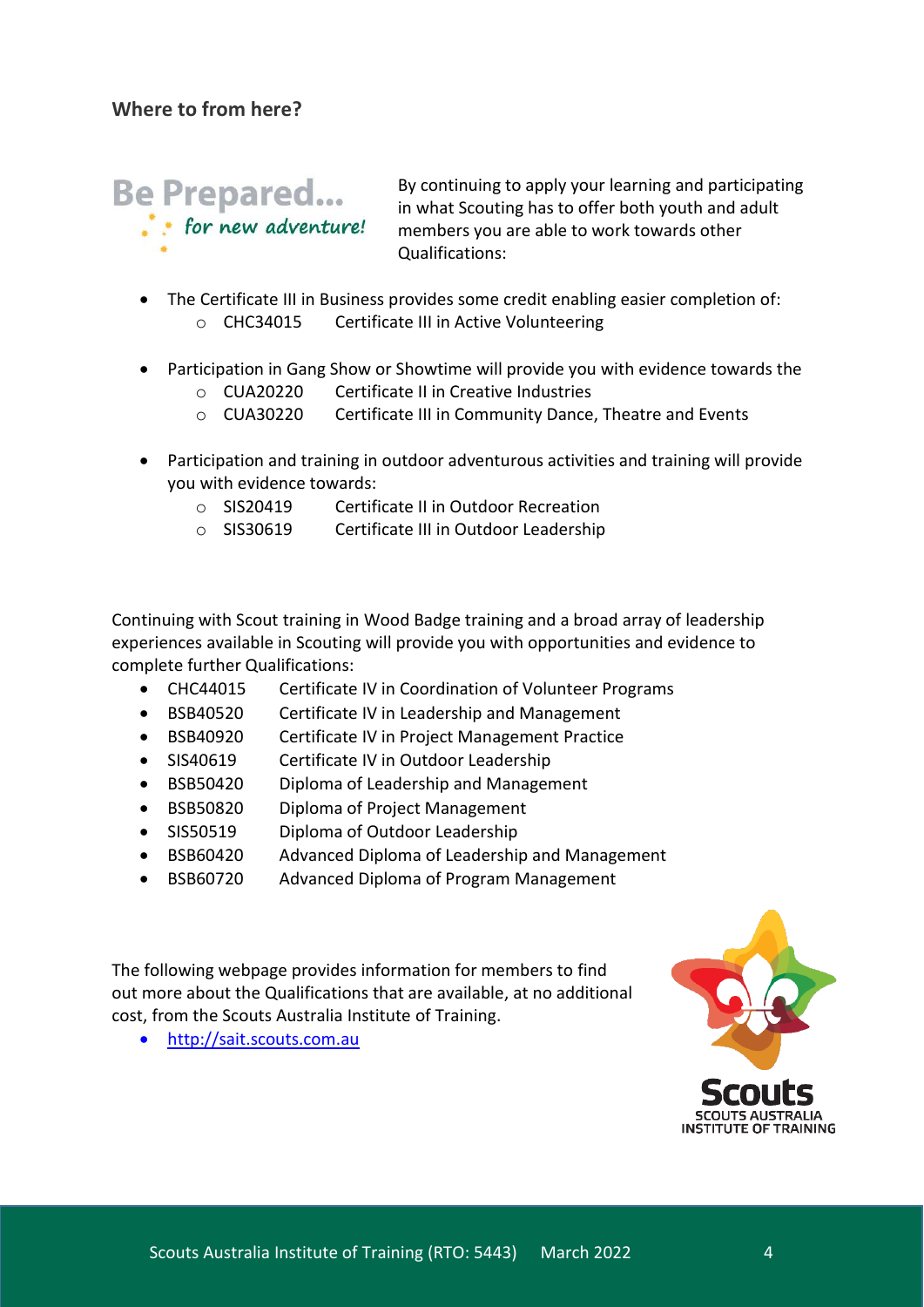## Where to from here?

**Be Prepared...**
*for new adventure!*

By continuing to apply your learning and participating in what Scouting has to offer both youth and adult members you are able to work towards other Qualifications:

- The Certificate III in Business provides some credit enabling easier completion of:
  - CHC34015 Certificate III in Active Volunteering
- Participation in Gang Show or Showtime will provide you with evidence towards the
  - CUA20220 Certificate II in Creative Industries
  - CUA30220 Certificate III in Community Dance, Theatre and Events
- Participation and training in outdoor adventurous activities and training will provide you with evidence towards:
  - SIS20419 Certificate II in Outdoor Recreation
  - SIS30619 Certificate III in Outdoor Leadership

Continuing with Scout training in Wood Badge training and a broad array of leadership experiences available in Scouting will provide you with opportunities and evidence to complete further Qualifications:

- CHC44015 Certificate IV in Coordination of Volunteer Programs
- BSB40520 Certificate IV in Leadership and Management
- BSB40920 Certificate IV in Project Management Practice
- SIS40619 Certificate IV in Outdoor Leadership
- BSB50420 Diploma of Leadership and Management
- BSB50820 Diploma of Project Management
- SIS50519 Diploma of Outdoor Leadership
- BSB60420 Advanced Diploma of Leadership and Management
- BSB60720 Advanced Diploma of Program Management

The following webpage provides information for members to find out more about the Qualifications that are available, at no additional cost, from the Scouts Australia Institute of Training.

- http://sait.scouts.com.au

Scouts
SCOUTS AUSTRALIA
INSTITUTE OF TRAINING